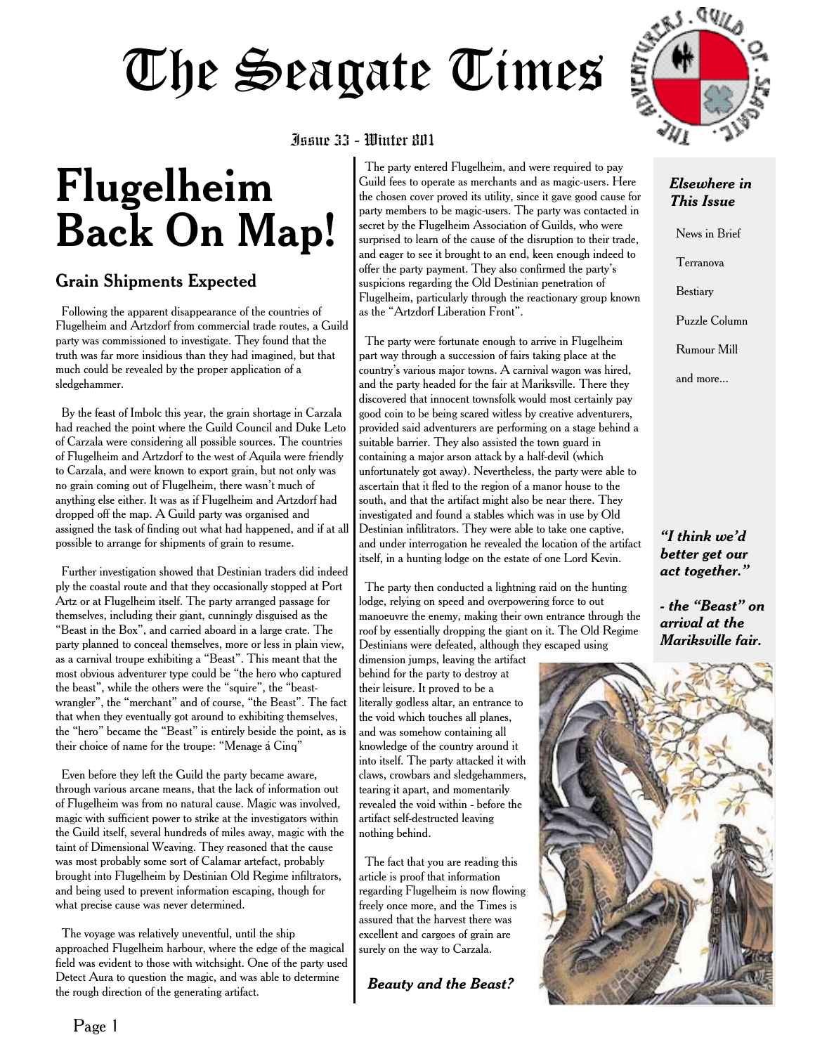# The Seagate Times

Issue 33 - Winter 801

# Flugelheim Back On Map!

## Grain Shipments Expected

Following the apparent disappearance of the countries of Flugelheim and Artzdorf from commercial trade routes, a Guild party was commissioned to investigate. They found that the truth was far more insidious than they had imagined, but that much could be revealed by the proper application of a sledgehammer.

By the feast of Imbolc this year, the grain shortage in Carzala had reached the point where the Guild Council and Duke Leto of Carzala were considering all possible sources. The countries of Flugelheim and Artzdorf to the west of Aquila were friendly to Carzala, and were known to export grain, but not only was no grain coming out of Flugelheim, there wasn't much of anything else either. It was as if Flugelheim and Artzdorf had dropped off the map. A Guild party was organised and assigned the task of finding out what had happened, and if at all possible to arrange for shipments of grain to resume.

Further investigation showed that Destinian traders did indeed ply the coastal route and that they occasionally stopped at Port Artz or at Flugelheim itself. The party arranged passage for themselves, including their giant, cunningly disguised as the "Beast in the Box", and carried aboard in a large crate. The party planned to conceal themselves, more or less in plain view, as a carnival troupe exhibiting a "Beast". This meant that the most obvious adventurer type could be "the hero who captured the beast", while the others were the "squire", the "beast-wrangler", the "merchant" and of course, "the Beast". The fact that when they eventually got around to exhibiting themselves, the "hero" became the "Beast" is entirely beside the point, as is their choice of name for the troupe: "Menage á Cinq"

Even before they left the Guild the party became aware, through various arcane means, that the lack of information out of Flugelheim was from no natural cause. Magic was involved, magic with sufficient power to strike at the investigators within the Guild itself, several hundreds of miles away, magic with the taint of Dimensional Weaving. They reasoned that the cause was most probably some sort of Calamar artefact, probably brought into Flugelheim by Destinian Old Regime infiltrators, and being used to prevent information escaping, though for what precise cause was never determined.

The voyage was relatively uneventful, until the ship approached Flugelheim harbour, where the edge of the magical field was evident to those with witchsight. One of the party used Detect Aura to question the magic, and was able to determine the rough direction of the generating artifact.

The party entered Flugelheim, and were required to pay Guild fees to operate as merchants and as magic-users. Here the chosen cover proved its utility, since it gave good cause for party members to be magic-users. The party was contacted in secret by the Flugelheim Association of Guilds, who were surprised to learn of the cause of the disruption to their trade, and eager to see it brought to an end, keen enough indeed to offer the party payment. They also confirmed the party's suspicions regarding the Old Destinian penetration of Flugelheim, particularly through the reactionary group known as the "Artzdorf Liberation Front".

The party were fortunate enough to arrive in Flugelheim part way through a succession of fairs taking place at the country's various major towns. A carnival wagon was hired, and the party headed for the fair at Mariksville. There they discovered that innocent townsfolk would most certainly pay good coin to be being scared witless by creative adventurers, provided said adventurers are performing on a stage behind a suitable barrier. They also assisted the town guard in containing a major arson attack by a half-devil (which unfortunately got away). Nevertheless, the party were able to ascertain that it fled to the region of a manor house to the south, and that the artifact might also be near there. They investigated and found a stables which was in use by Old Destinian infiltrators. They were able to take one captive, and under interrogation he revealed the location of the artifact itself, in a hunting lodge on the estate of one Lord Kevin.

The party then conducted a lightning raid on the hunting lodge, relying on speed and overpowering force to out manoeuvre the enemy, making their own entrance through the roof by essentially dropping the giant on it. The Old Regime Destinians were defeated, although they escaped using dimension jumps, leaving the artifact behind for the party to destroy at their leisure. It proved to be a literally godless altar, an entrance to the void which touches all planes, and was somehow containing all knowledge of the country around it into itself. The party attacked it with claws, crowbars and sledgehammers, tearing it apart, and momentarily revealed the void within - before the artifact self-destructed leaving nothing behind.

The fact that you are reading this article is proof that information regarding Flugelheim is now flowing freely once more, and the Times is assured that the harvest there was excellent and cargoes of grain are surely on the way to Carzala.

***Beauty and the Beast?***

***Elsewhere in This Issue***

- News in Brief
- Terranova
- Bestiary
- Puzzle Column
- Rumour Mill
- and more...

***"I think we'd better get our act together."***

***- the "Beast" on arrival at the Mariksville fair.***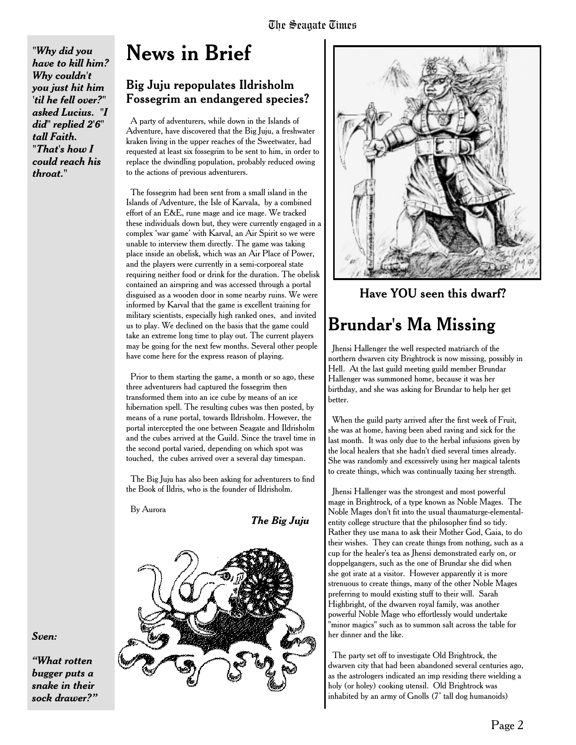*"Why did you have to kill him? Why couldn't you just hit him 'til he fell over?" asked Lucius. "I did" replied 2'6" tall Faith. "That's how I could reach his throat."*

# News in Brief

### Big Juju repopulates Ildrisholm Fossegrim an endangered species?

A party of adventurers, while down in the Islands of Adventure, have discovered that the Big Juju, a freshwater kraken living in the upper reaches of the Sweetwater, had requested at least six fossegrim to be sent to him, in order to replace the dwindling population, probably reduced owing to the actions of previous adventurers.

The fossegrim had been sent from a small island in the Islands of Adventure, the Isle of Karvala, by a combined effort of an E&E, rune mage and ice mage. We tracked these individuals down but, they were currently engaged in a complex 'war game' with Karval, an Air Spirit so we were unable to interview them directly. The game was taking place inside an obelisk, which was an Air Place of Power, and the players were currently in a semi-corporeal state requiring neither food or drink for the duration. The obelisk contained an airspring and was accessed through a portal disguised as a wooden door in some nearby ruins. We were informed by Karval that the game is excellent training for military scientists, especially high ranked ones, and invited us to play. We declined on the basis that the game could take an extreme long time to play out. The current players may be going for the next few months. Several other people have come here for the express reason of playing.

Prior to them starting the game, a month or so ago, these three adventurers had captured the fossegrim then transformed them into an ice cube by means of an ice hibernation spell. The resulting cubes was then posted, by means of a rune portal, towards Ildrisholm. However, the portal intercepted the one between Seagate and Ildrisholm and the cubes arrived at the Guild. Since the travel time in the second portal varied, depending on which spot was touched, the cubes arrived over a several day timespan.

The Big Juju has also been asking for adventurers to find the Book of Ildris, who is the founder of Ildrisholm.

By Aurora

***The Big Juju***

*Sven:*

*"What rotten bugger puts a snake in their sock drawer?"*

**Have YOU seen this dwarf?**

# Brundar's Ma Missing

Jhensi Hallenger the well respected matriarch of the northern dwarven city Brightrock is now missing, possibly in Hell. At the last guild meeting guild member Brundar Hallenger was summoned home, because it was her birthday, and she was asking for Brundar to help her get better.

When the guild party arrived after the first week of Fruit, she was at home, having been abed raving and sick for the last month. It was only due to the herbal infusions given by the local healers that she hadn't died several times already. She was randomly and excessively using her magical talents to create things, which was continually taxing her strength.

Jhensi Hallenger was the strongest and most powerful mage in Brightrock, of a type known as Noble Mages. The Noble Mages don't fit into the usual thaumaturge-elemental-entity college structure that the philosopher find so tidy. Rather they use mana to ask their Mother God, Gaia, to do their wishes. They can create things from nothing, such as a cup for the healer's tea as Jhensi demonstrated early on, or doppelgangers, such as the one of Brundar she did when she got irate at a visitor. However apparently it is more strenuous to create things, many of the other Noble Mages preferring to mould existing stuff to their will. Sarah Highbright, of the dwarven royal family, was another powerful Noble Mage who effortlessly would undertake "minor magics" such as to summon salt across the table for her dinner and the like.

The party set off to investigate Old Brightrock, the dwarven city that had been abandoned several centuries ago, as the astrologers indicated an imp residing there wielding a holy (or holey) cooking utensil. Old Brightrock was inhabited by an army of Gnolls (7' tall dog humanoids)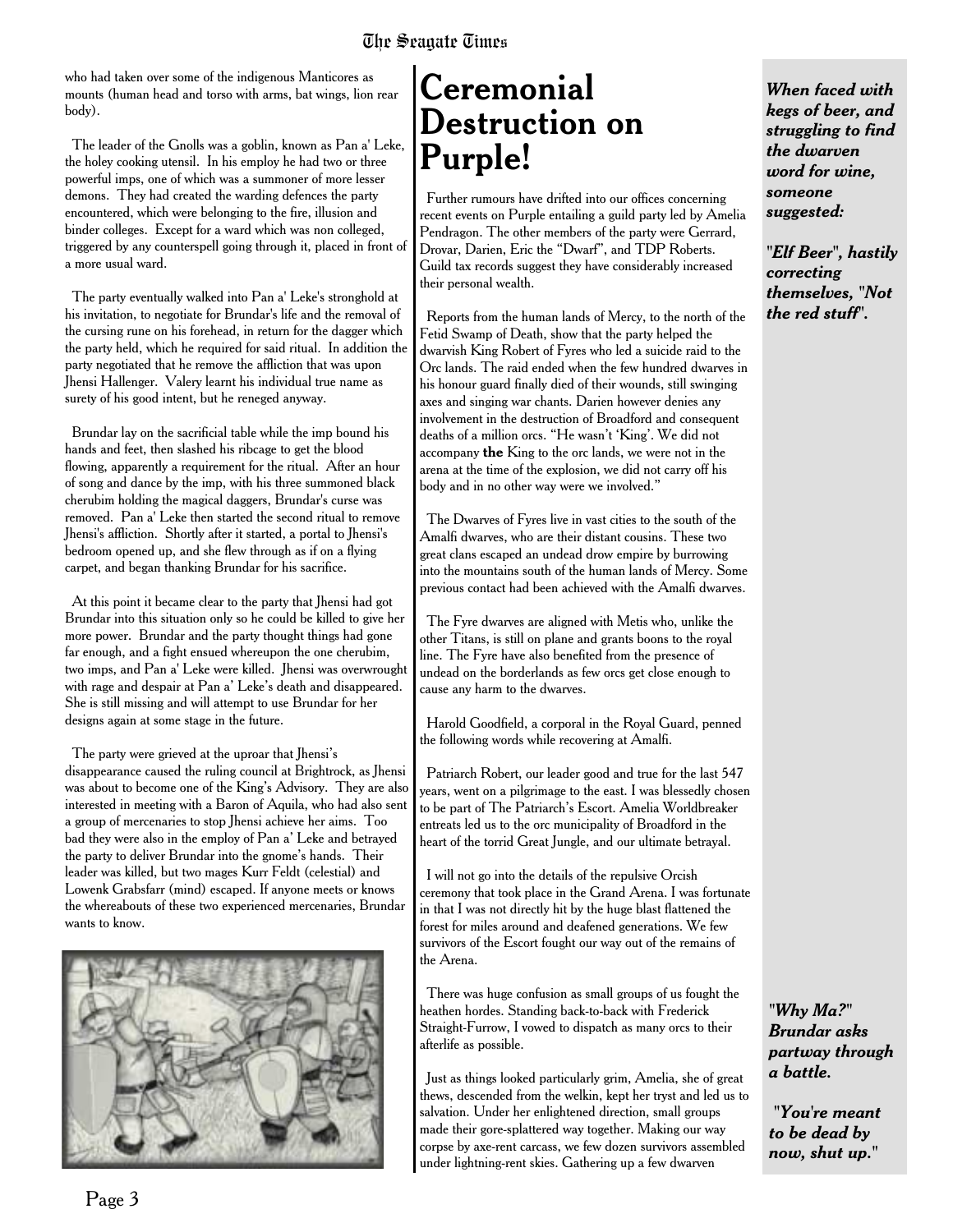who had taken over some of the indigenous Manticores as mounts (human head and torso with arms, bat wings, lion rear body).

The leader of the Gnolls was a goblin, known as Pan a' Leke, the holey cooking utensil. In his employ he had two or three powerful imps, one of which was a summoner of more lesser demons. They had created the warding defences the party encountered, which were belonging to the fire, illusion and binder colleges. Except for a ward which was non colleged, triggered by any counterspell going through it, placed in front of a more usual ward.

The party eventually walked into Pan a' Leke's stronghold at his invitation, to negotiate for Brundar's life and the removal of the cursing rune on his forehead, in return for the dagger which the party held, which he required for said ritual. In addition the party negotiated that he remove the affliction that was upon Jhensi Hallenger. Valery learnt his individual true name as surety of his good intent, but he reneged anyway.

Brundar lay on the sacrificial table while the imp bound his hands and feet, then slashed his ribcage to get the blood flowing, apparently a requirement for the ritual. After an hour of song and dance by the imp, with his three summoned black cherubim holding the magical daggers, Brundar's curse was removed. Pan a' Leke then started the second ritual to remove Jhensi's affliction. Shortly after it started, a portal to Jhensi's bedroom opened up, and she flew through as if on a flying carpet, and began thanking Brundar for his sacrifice.

At this point it became clear to the party that Jhensi had got Brundar into this situation only so he could be killed to give her more power. Brundar and the party thought things had gone far enough, and a fight ensued whereupon the one cherubim, two imps, and Pan a' Leke were killed. Jhensi was overwrought with rage and despair at Pan a' Leke's death and disappeared. She is still missing and will attempt to use Brundar for her designs again at some stage in the future.

The party were grieved at the uproar that Jhensi's disappearance caused the ruling council at Brightrock, as Jhensi was about to become one of the King's Advisory. They are also interested in meeting with a Baron of Aquila, who had also sent a group of mercenaries to stop Jhensi achieve her aims. Too bad they were also in the employ of Pan a' Leke and betrayed the party to deliver Brundar into the gnome's hands. Their leader was killed, but two mages Kurr Feldt (celestial) and Lowenk Grabsfarr (mind) escaped. If anyone meets or knows the whereabouts of these two experienced mercenaries, Brundar wants to know.

# Ceremonial Destruction on Purple!

Further rumours have drifted into our offices concerning recent events on Purple entailing a guild party led by Amelia Pendragon. The other members of the party were Gerrard, Drovar, Darien, Eric the "Dwarf", and TDP Roberts. Guild tax records suggest they have considerably increased their personal wealth.

Reports from the human lands of Mercy, to the north of the Fetid Swamp of Death, show that the party helped the dwarvish King Robert of Fyres who led a suicide raid to the Orc lands. The raid ended when the few hundred dwarves in his honour guard finally died of their wounds, still swinging axes and singing war chants. Darien however denies any involvement in the destruction of Broadford and consequent deaths of a million orcs. "He wasn't 'King'. We did not accompany **the** King to the orc lands, we were not in the arena at the time of the explosion, we did not carry off his body and in no other way were we involved."

The Dwarves of Fyres live in vast cities to the south of the Amalfi dwarves, who are their distant cousins. These two great clans escaped an undead drow empire by burrowing into the mountains south of the human lands of Mercy. Some previous contact had been achieved with the Amalfi dwarves.

The Fyre dwarves are aligned with Metis who, unlike the other Titans, is still on plane and grants boons to the royal line. The Fyre have also benefited from the presence of undead on the borderlands as few orcs get close enough to cause any harm to the dwarves.

Harold Goodfield, a corporal in the Royal Guard, penned the following words while recovering at Amalfi.

Patriarch Robert, our leader good and true for the last 547 years, went on a pilgrimage to the east. I was blessedly chosen to be part of The Patriarch's Escort. Amelia Worldbreaker entreats led us to the orc municipality of Broadford in the heart of the torrid Great Jungle, and our ultimate betrayal.

I will not go into the details of the repulsive Orcish ceremony that took place in the Grand Arena. I was fortunate in that I was not directly hit by the huge blast flattened the forest for miles around and deafened generations. We few survivors of the Escort fought our way out of the remains of the Arena.

There was huge confusion as small groups of us fought the heathen hordes. Standing back-to-back with Frederick Straight-Furrow, I vowed to dispatch as many orcs to their afterlife as possible.

Just as things looked particularly grim, Amelia, she of great thews, descended from the welkin, kept her tryst and led us to salvation. Under her enlightened direction, small groups made their gore-splattered way together. Making our way corpse by axe-rent carcass, we few dozen survivors assembled under lightning-rent skies. Gathering up a few dwarven

***When faced with kegs of beer, and struggling to find the dwarven word for wine, someone suggested:***

***"Elf Beer", hastily correcting themselves, "Not the red stuff".***

***"Why Ma?" Brundar asks partway through a battle.***

***"You're meant to be dead by now, shut up."***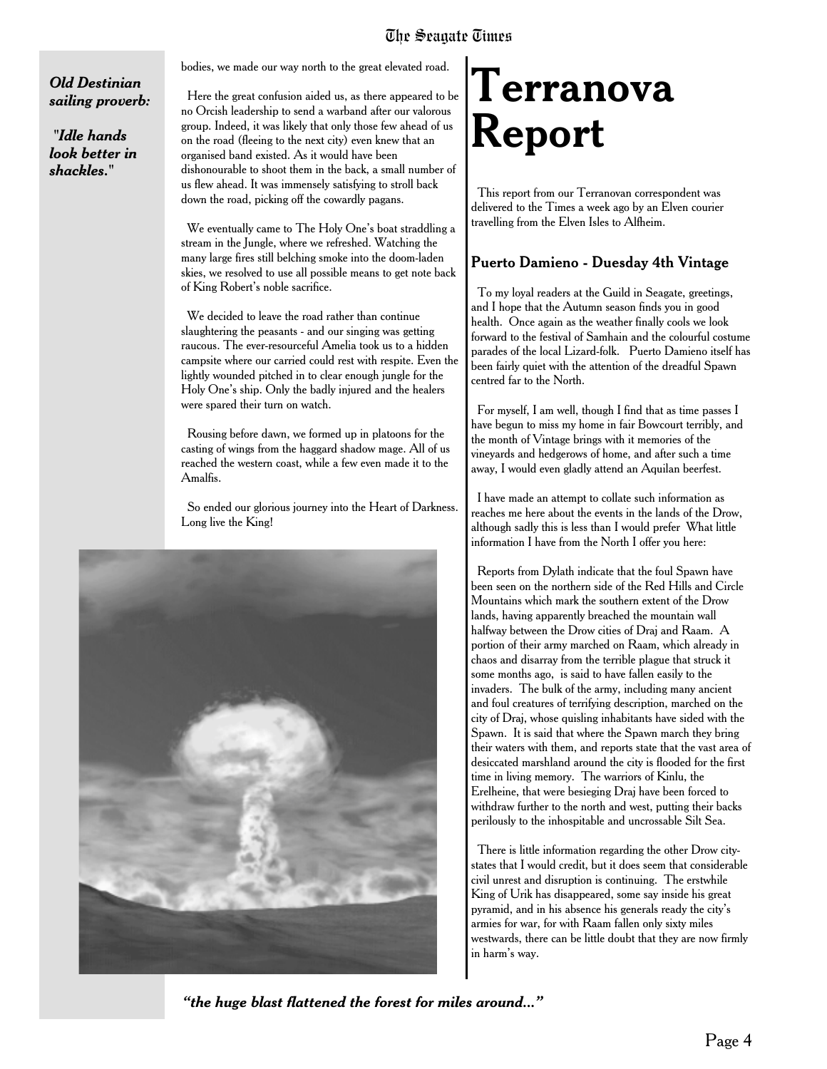*Old Destinian sailing proverb:*

*"Idle hands look better in shackles."*

bodies, we made our way north to the great elevated road.

Here the great confusion aided us, as there appeared to be no Orcish leadership to send a warband after our valorous group. Indeed, it was likely that only those few ahead of us on the road (fleeing to the next city) even knew that an organised band existed. As it would have been dishonourable to shoot them in the back, a small number of us flew ahead. It was immensely satisfying to stroll back down the road, picking off the cowardly pagans.

We eventually came to The Holy One's boat straddling a stream in the Jungle, where we refreshed. Watching the many large fires still belching smoke into the doom-laden skies, we resolved to use all possible means to get note back of King Robert's noble sacrifice.

We decided to leave the road rather than continue slaughtering the peasants - and our singing was getting raucous. The ever-resourceful Amelia took us to a hidden campsite where our carried could rest with respite. Even the lightly wounded pitched in to clear enough jungle for the Holy One's ship. Only the badly injured and the healers were spared their turn on watch.

Rousing before dawn, we formed up in platoons for the casting of wings from the haggard shadow mage. All of us reached the western coast, while a few even made it to the Amalfis.

So ended our glorious journey into the Heart of Darkness. Long live the King!

***"the huge blast flattened the forest for miles around..."***

# Terranova Report

This report from our Terranovan correspondent was delivered to the Times a week ago by an Elven courier travelling from the Elven Isles to Alfheim.

### Puerto Damieno - Duesday 4th Vintage

To my loyal readers at the Guild in Seagate, greetings, and I hope that the Autumn season finds you in good health. Once again as the weather finally cools we look forward to the festival of Samhain and the colourful costume parades of the local Lizard-folk. Puerto Damieno itself has been fairly quiet with the attention of the dreadful Spawn centred far to the North.

For myself, I am well, though I find that as time passes I have begun to miss my home in fair Bowcourt terribly, and the month of Vintage brings with it memories of the vineyards and hedgerows of home, and after such a time away, I would even gladly attend an Aquilan beerfest.

I have made an attempt to collate such information as reaches me here about the events in the lands of the Drow, although sadly this is less than I would prefer What little information I have from the North I offer you here:

Reports from Dylath indicate that the foul Spawn have been seen on the northern side of the Red Hills and Circle Mountains which mark the southern extent of the Drow lands, having apparently breached the mountain wall halfway between the Drow cities of Draj and Raam. A portion of their army marched on Raam, which already in chaos and disarray from the terrible plague that struck it some months ago, is said to have fallen easily to the invaders. The bulk of the army, including many ancient and foul creatures of terrifying description, marched on the city of Draj, whose quisling inhabitants have sided with the Spawn. It is said that where the Spawn march they bring their waters with them, and reports state that the vast area of desiccated marshland around the city is flooded for the first time in living memory. The warriors of Kinlu, the Erelheine, that were besieging Draj have been forced to withdraw further to the north and west, putting their backs perilously to the inhospitable and uncrossable Silt Sea.

There is little information regarding the other Drow city-states that I would credit, but it does seem that considerable civil unrest and disruption is continuing. The erstwhile King of Urik has disappeared, some say inside his great pyramid, and in his absence his generals ready the city's armies for war, for with Raam fallen only sixty miles westwards, there can be little doubt that they are now firmly in harm's way.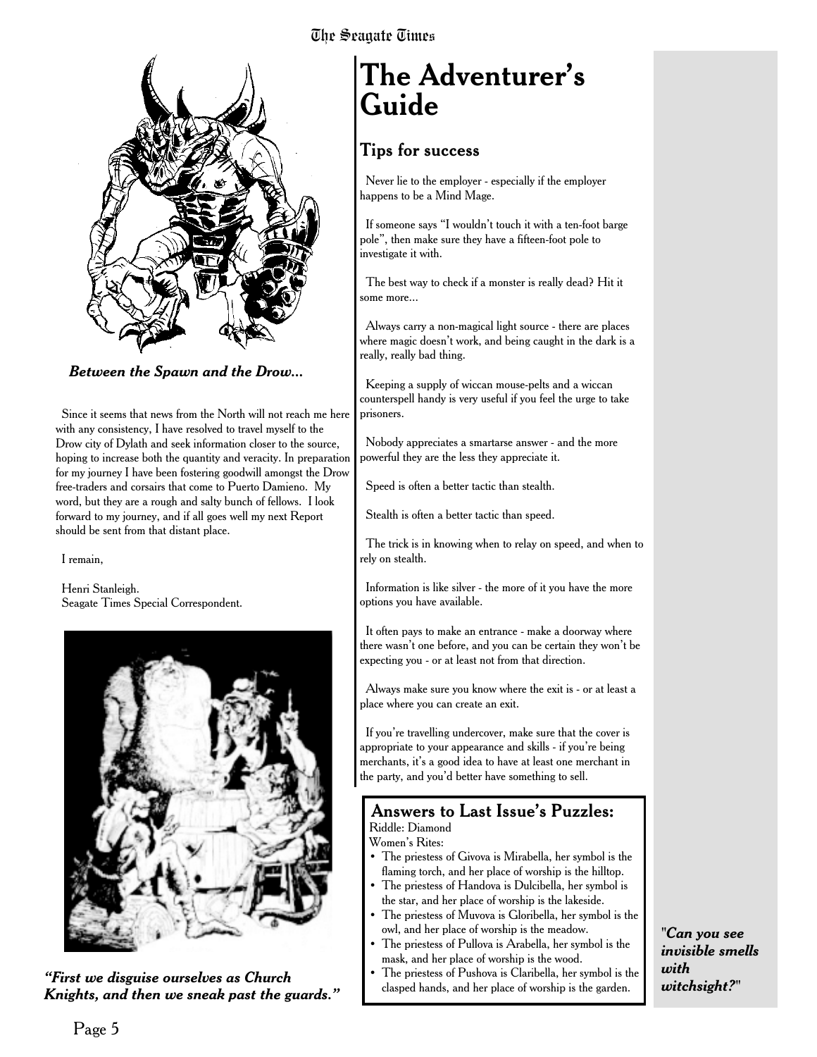*Between the Spawn and the Drow...*

Since it seems that news from the North will not reach me here with any consistency, I have resolved to travel myself to the Drow city of Dylath and seek information closer to the source, hoping to increase both the quantity and veracity. In preparation for my journey I have been fostering goodwill amongst the Drow free-traders and corsairs that come to Puerto Damieno. My word, but they are a rough and salty bunch of fellows. I look forward to my journey, and if all goes well my next Report should be sent from that distant place.

I remain,

Henri Stanleigh.
Seagate Times Special Correspondent.

*"First we disguise ourselves as Church Knights, and then we sneak past the guards."*

# The Adventurer's Guide

## Tips for success

Never lie to the employer - especially if the employer happens to be a Mind Mage.

If someone says "I wouldn't touch it with a ten-foot barge pole", then make sure they have a fifteen-foot pole to investigate it with.

The best way to check if a monster is really dead? Hit it some more...

Always carry a non-magical light source - there are places where magic doesn't work, and being caught in the dark is a really, really bad thing.

Keeping a supply of wiccan mouse-pelts and a wiccan counterspell handy is very useful if you feel the urge to take prisoners.

Nobody appreciates a smartarse answer - and the more powerful they are the less they appreciate it.

Speed is often a better tactic than stealth.

Stealth is often a better tactic than speed.

The trick is in knowing when to relay on speed, and when to rely on stealth.

Information is like silver - the more of it you have the more options you have available.

It often pays to make an entrance - make a doorway where there wasn't one before, and you can be certain they won't be expecting you - or at least not from that direction.

Always make sure you know where the exit is - or at least a place where you can create an exit.

If you're travelling undercover, make sure that the cover is appropriate to your appearance and skills - if you're being merchants, it's a good idea to have at least one merchant in the party, and you'd better have something to sell.

## Answers to Last Issue's Puzzles:

Riddle: Diamond

Women's Rites:

- The priestess of Givova is Mirabella, her symbol is the flaming torch, and her place of worship is the hilltop.
- The priestess of Handova is Dulcibella, her symbol is the star, and her place of worship is the lakeside.
- The priestess of Muvova is Gloribella, her symbol is the owl, and her place of worship is the meadow.
- The priestess of Pullova is Arabella, her symbol is the mask, and her place of worship is the wood.
- The priestess of Pushova is Claribella, her symbol is the clasped hands, and her place of worship is the garden.

"***Can you see invisible smells with witchsight?***"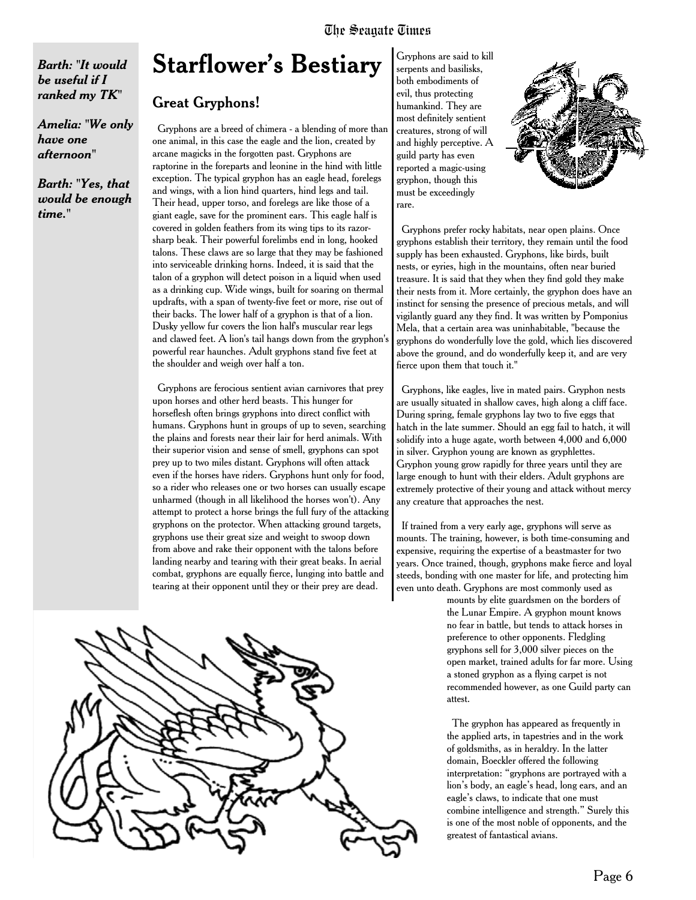***Barth: "It would be useful if I ranked my TK"***

***Amelia: "We only have one afternoon"***

***Barth: "Yes, that would be enough time."***

# Starflower's Bestiary

## Great Gryphons!

Gryphons are a breed of chimera - a blending of more than one animal, in this case the eagle and the lion, created by arcane magicks in the forgotten past. Gryphons are raptorine in the foreparts and leonine in the hind with little exception. The typical gryphon has an eagle head, forelegs and wings, with a lion hind quarters, hind legs and tail. Their head, upper torso, and forelegs are like those of a giant eagle, save for the prominent ears. This eagle half is covered in golden feathers from its wing tips to its razor-sharp beak. Their powerful forelimbs end in long, hooked talons. These claws are so large that they may be fashioned into serviceable drinking horns. Indeed, it is said that the talon of a gryphon will detect poison in a liquid when used as a drinking cup. Wide wings, built for soaring on thermal updrafts, with a span of twenty-five feet or more, rise out of their backs. The lower half of a gryphon is that of a lion. Dusky yellow fur covers the lion half's muscular rear legs and clawed feet. A lion's tail hangs down from the gryphon's powerful rear haunches. Adult gryphons stand five feet at the shoulder and weigh over half a ton.

Gryphons are ferocious sentient avian carnivores that prey upon horses and other herd beasts. This hunger for horseflesh often brings gryphons into direct conflict with humans. Gryphons hunt in groups of up to seven, searching the plains and forests near their lair for herd animals. With their superior vision and sense of smell, gryphons can spot prey up to two miles distant. Gryphons will often attack even if the horses have riders. Gryphons hunt only for food, so a rider who releases one or two horses can usually escape unharmed (though in all likelihood the horses won't). Any attempt to protect a horse brings the full fury of the attacking gryphons on the protector. When attacking ground targets, gryphons use their great size and weight to swoop down from above and rake their opponent with the talons before landing nearby and tearing with their great beaks. In aerial combat, gryphons are equally fierce, lunging into battle and tearing at their opponent until they or their prey are dead.

Gryphons are said to kill serpents and basilisks, both embodiments of evil, thus protecting humankind. They are most definitely sentient creatures, strong of will and highly perceptive. A guild party has even reported a magic-using gryphon, though this must be exceedingly rare.

Gryphons prefer rocky habitats, near open plains. Once gryphons establish their territory, they remain until the food supply has been exhausted. Gryphons, like birds, built nests, or eyries, high in the mountains, often near buried treasure. It is said that they when they find gold they make their nests from it. More certainly, the gryphon does have an instinct for sensing the presence of precious metals, and will vigilantly guard any they find. It was written by Pomponius Mela, that a certain area was uninhabitable, "because the gryphons do wonderfully love the gold, which lies discovered above the ground, and do wonderfully keep it, and are very fierce upon them that touch it."

Gryphons, like eagles, live in mated pairs. Gryphon nests are usually situated in shallow caves, high along a cliff face. During spring, female gryphons lay two to five eggs that hatch in the late summer. Should an egg fail to hatch, it will solidify into a huge agate, worth between 4,000 and 6,000 in silver. Gryphon young are known as gryphlettes. Gryphon young grow rapidly for three years until they are large enough to hunt with their elders. Adult gryphons are extremely protective of their young and attack without mercy any creature that approaches the nest.

If trained from a very early age, gryphons will serve as mounts. The training, however, is both time-consuming and expensive, requiring the expertise of a beastmaster for two years. Once trained, though, gryphons make fierce and loyal steeds, bonding with one master for life, and protecting him even unto death. Gryphons are most commonly used as mounts by elite guardsmen on the borders of the Lunar Empire. A gryphon mount knows no fear in battle, but tends to attack horses in preference to other opponents. Fledgling gryphons sell for 3,000 silver pieces on the open market, trained adults for far more. Using a stoned gryphon as a flying carpet is not recommended however, as one Guild party can attest.

The gryphon has appeared as frequently in the applied arts, in tapestries and in the work of goldsmiths, as in heraldry. In the latter domain, Boeckler offered the following interpretation: "gryphons are portrayed with a lion's body, an eagle's head, long ears, and an eagle's claws, to indicate that one must combine intelligence and strength." Surely this is one of the most noble of opponents, and the greatest of fantastical avians.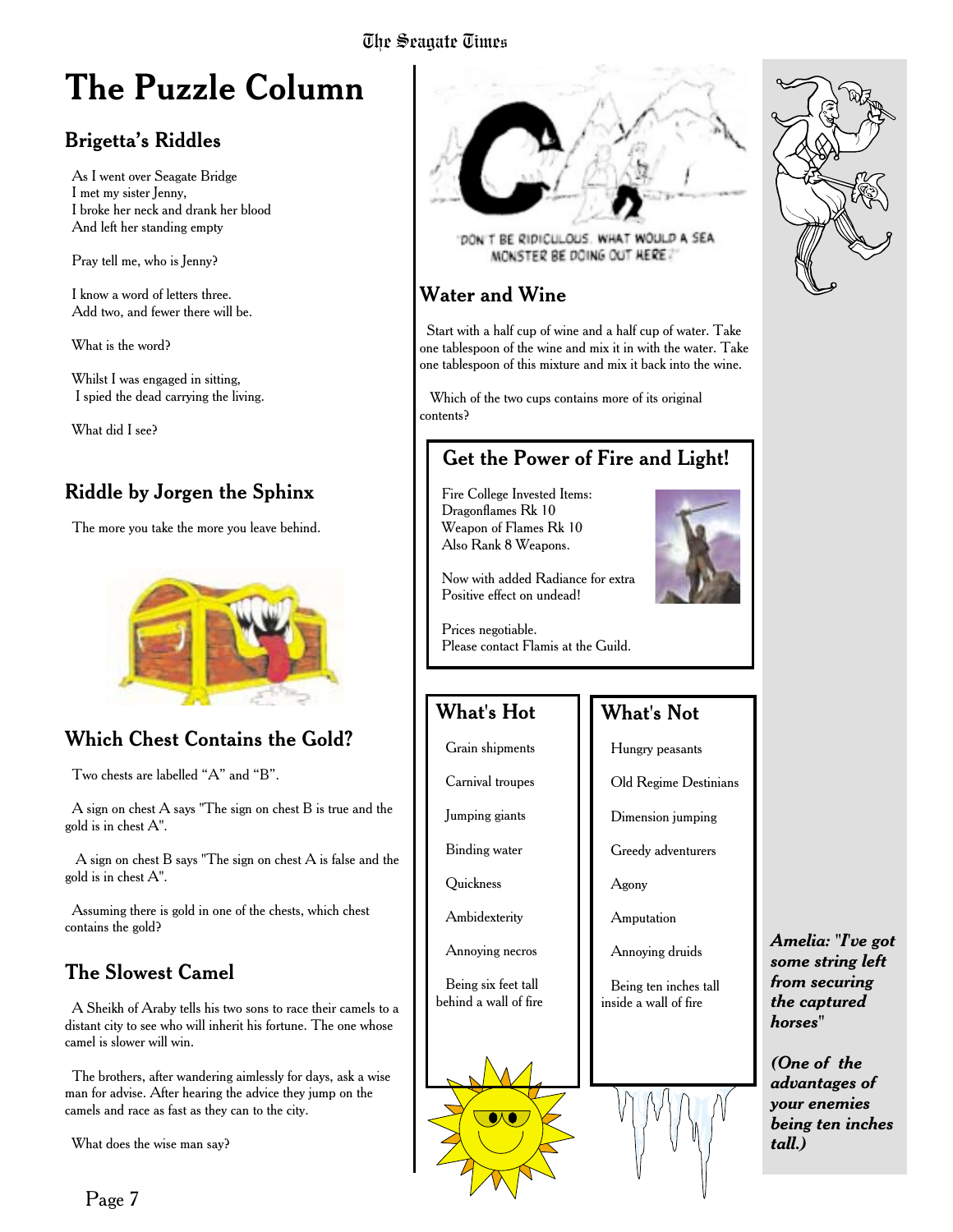# The Puzzle Column

## Brigetta's Riddles

As I went over Seagate Bridge
I met my sister Jenny,
I broke her neck and drank her blood
And left her standing empty

Pray tell me, who is Jenny?

I know a word of letters three.
Add two, and fewer there will be.

What is the word?

Whilst I was engaged in sitting,
I spied the dead carrying the living.

What did I see?

## Riddle by Jorgen the Sphinx

The more you take the more you leave behind.

## Which Chest Contains the Gold?

Two chests are labelled "A" and "B".

A sign on chest A says "The sign on chest B is true and the gold is in chest A".

A sign on chest B says "The sign on chest A is false and the gold is in chest A".

Assuming there is gold in one of the chests, which chest contains the gold?

## The Slowest Camel

A Sheikh of Araby tells his two sons to race their camels to a distant city to see who will inherit his fortune. The one whose camel is slower will win.

The brothers, after wandering aimlessly for days, ask a wise man for advise. After hearing the advice they jump on the camels and race as fast as they can to the city.

What does the wise man say?

"DON'T BE RIDICULOUS. WHAT WOULD A SEA MONSTER BE DOING OUT HERE?"

## Water and Wine

Start with a half cup of wine and a half cup of water. Take one tablespoon of the wine and mix it in with the water. Take one tablespoon of this mixture and mix it back into the wine.

Which of the two cups contains more of its original contents?

## Get the Power of Fire and Light!

Fire College Invested Items:
Dragonflames Rk 10
Weapon of Flames Rk 10
Also Rank 8 Weapons.

Now with added Radiance for extra Positive effect on undead!

Prices negotiable.
Please contact Flamis at the Guild.

## What's Hot

- Grain shipments
- Carnival troupes
- Jumping giants
- Binding water
- Quickness
- Ambidexterity
- Annoying necros
- Being six feet tall behind a wall of fire

## What's Not

- Hungry peasants
- Old Regime Destinians
- Dimension jumping
- Greedy adventurers
- Agony
- Amputation
- Annoying druids
- Being ten inches tall inside a wall of fire

***Amelia: "I've got some string left from securing the captured horses"***

***(One of the advantages of your enemies being ten inches tall.)***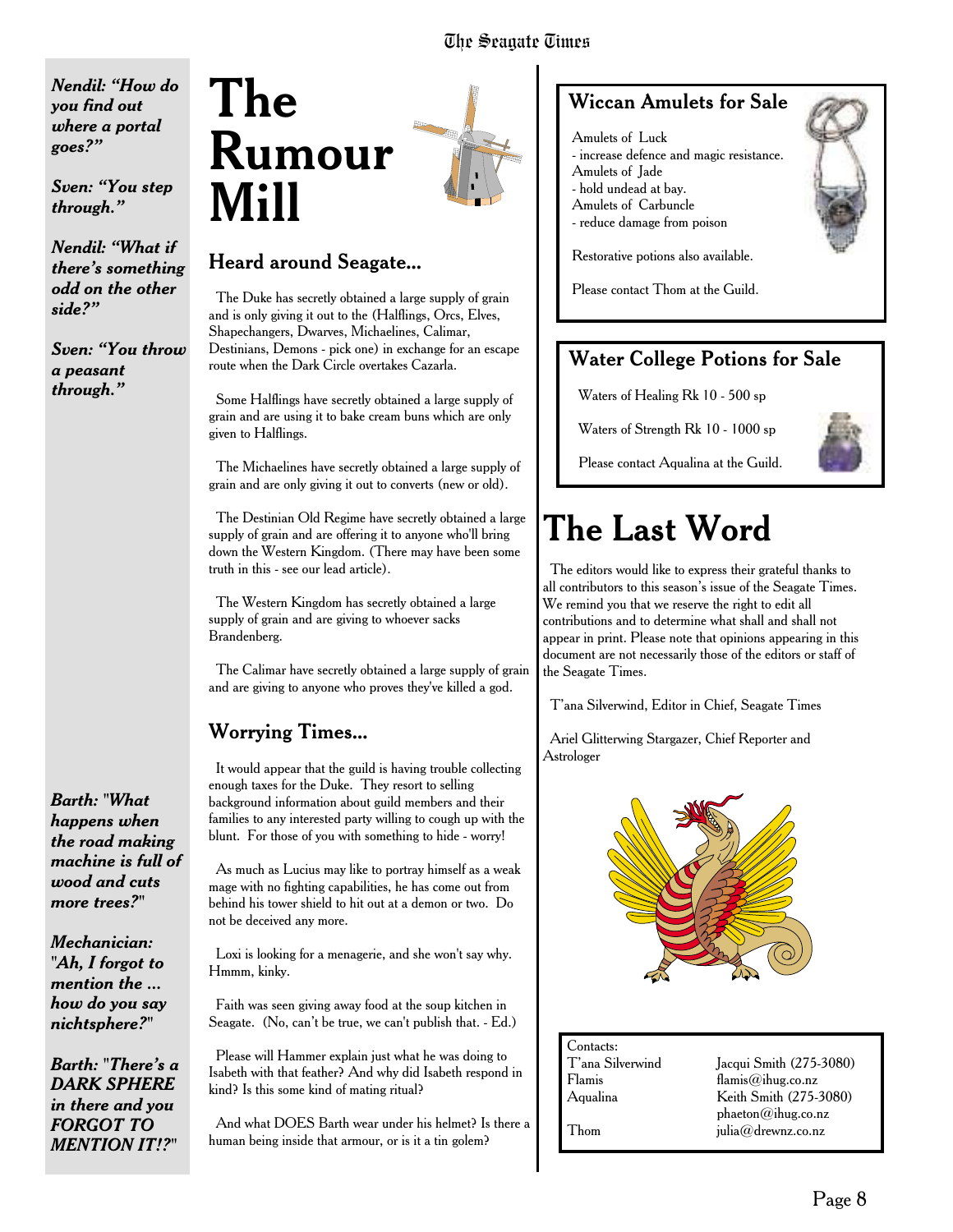*Nendil: "How do you find out where a portal goes?"*

*Sven: "You step through."*

*Nendil: "What if there's something odd on the other side?"*

*Sven: "You throw a peasant through."*

# The Rumour Mill

## Heard around Seagate...

The Duke has secretly obtained a large supply of grain and is only giving it out to the (Halflings, Orcs, Elves, Shapechangers, Dwarves, Michaelines, Calimar, Destinians, Demons - pick one) in exchange for an escape route when the Dark Circle overtakes Cazarla.

Some Halflings have secretly obtained a large supply of grain and are using it to bake cream buns which are only given to Halflings.

The Michaelines have secretly obtained a large supply of grain and are only giving it out to converts (new or old).

The Destinian Old Regime have secretly obtained a large supply of grain and are offering it to anyone who'll bring down the Western Kingdom. (There may have been some truth in this - see our lead article).

The Western Kingdom has secretly obtained a large supply of grain and are giving to whoever sacks Brandenberg.

The Calimar have secretly obtained a large supply of grain and are giving to anyone who proves they've killed a god.

## Worrying Times...

It would appear that the guild is having trouble collecting enough taxes for the Duke. They resort to selling background information about guild members and their families to any interested party willing to cough up with the blunt. For those of you with something to hide - worry!

As much as Lucius may like to portray himself as a weak mage with no fighting capabilities, he has come out from behind his tower shield to hit out at a demon or two. Do not be deceived any more.

Loxi is looking for a menagerie, and she won't say why. Hmmm, kinky.

Faith was seen giving away food at the soup kitchen in Seagate. (No, can't be true, we can't publish that. - Ed.)

Please will Hammer explain just what he was doing to Isabeth with that feather? And why did Isabeth respond in kind? Is this some kind of mating ritual?

And what DOES Barth wear under his helmet? Is there a human being inside that armour, or is it a tin golem?

*Barth: "What happens when the road making machine is full of wood and cuts more trees?"*

*Mechanician: "Ah, I forgot to mention the ... how do you say nichtsphere?"*

*Barth: "There's a DARK SPHERE in there and you FORGOT TO MENTION IT!?"*

## Wiccan Amulets for Sale

Amulets of Luck
- increase defence and magic resistance.

Amulets of Jade
- hold undead at bay.

Amulets of Carbuncle
- reduce damage from poison

Restorative potions also available.

Please contact Thom at the Guild.

## Water College Potions for Sale

Waters of Healing Rk 10 - 500 sp

Waters of Strength Rk 10 - 1000 sp

Please contact Aqualina at the Guild.

# The Last Word

The editors would like to express their grateful thanks to all contributors to this season's issue of the Seagate Times. We remind you that we reserve the right to edit all contributions and to determine what shall and shall not appear in print. Please note that opinions appearing in this document are not necessarily those of the editors or staff of the Seagate Times.

T'ana Silverwind, Editor in Chief, Seagate Times

Ariel Glitterwing Stargazer, Chief Reporter and Astrologer

Contacts:

| | |
|---|---|
| T'ana Silverwind | Jacqui Smith (275-3080) |
| Flamis | flamis@ihug.co.nz |
| Aqualina | Keith Smith (275-3080) |
| | phaeton@ihug.co.nz |
| Thom | julia@drewnz.co.nz |